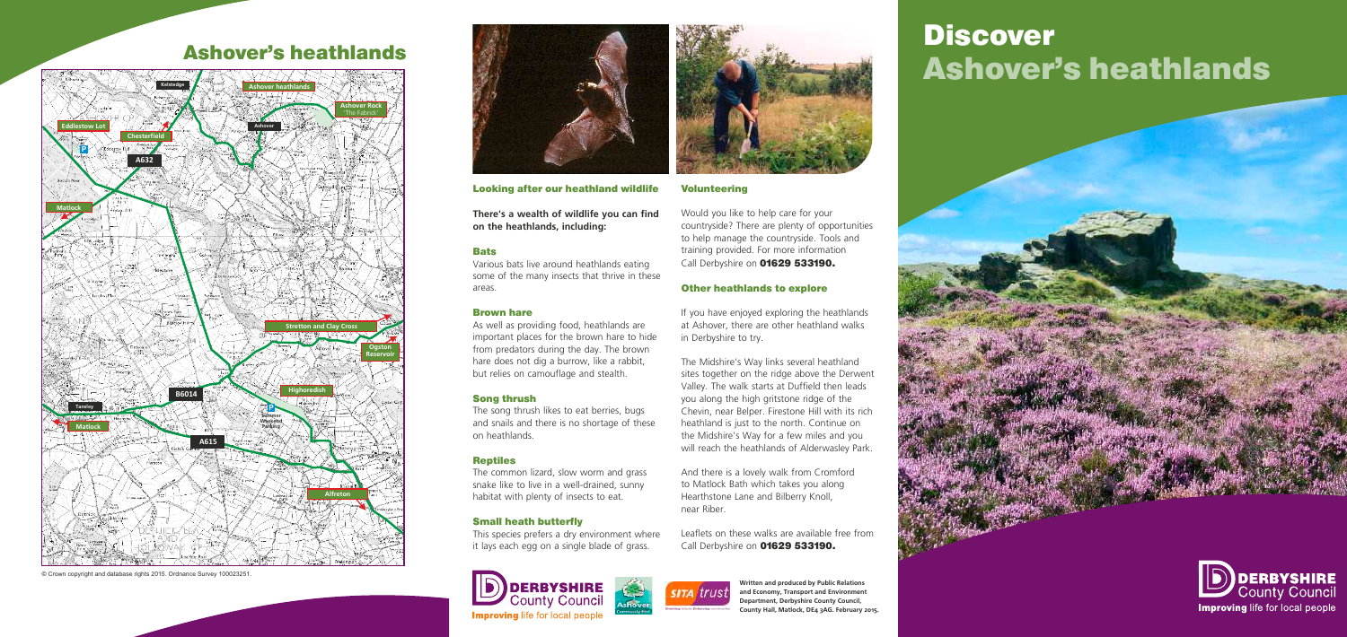# Ashover's heathlands

© Crown copyright and database rights 2015. Ordnance Survey 100023251.

### Looking after our heathland wildlife

**There's a wealth of wildlife you can find on the heathlands, including:**

#### Bats

Various bats live around heathlands eating some of the many insects that thrive in these areas.

#### Brown hare

As well as providing food, heathlands are important places for the brown hare to hide from predators during the day. The brown hare does not dig a burrow, like a rabbit, but relies on camouflage and stealth.

#### Song thrush

The song thrush likes to eat berries, bugs and snails and there is no shortage of these on heathlands.

#### Reptiles

The common lizard, slow worm and grass snake like to live in a well-drained, sunny habitat with plenty of insects to eat.

#### Small heath butterfly

This species prefers a dry environment where it lays each egg on a single blade of grass.

### Volunteering

Would you like to help care for your countryside? There are plenty of opportunities to help manage the countryside. Tools and training provided. For more information Call Derbyshire on **01629 533190.**

### Other heathlands to explore

If you have enjoyed exploring the heathlands at Ashover, there are other heathland walks in Derbyshire to try.

The Midshire's Way links several heathland sites together on the ridge above the Derwent Valley. The walk starts at Duffield then leads you along the high gritstone ridge of the Chevin, near Belper. Firestone Hill with its rich heathland is just to the north. Continue on the Midshire's Way for a few miles and you will reach the heathlands of Alderwasley Park.

And there is a lovely walk from Cromford to Matlock Bath which takes you along Hearthstone Lane and Bilberry Knoll, near Riber.

Leaflets on these walks are available free from Call Derbyshire on **01629 533190.**

DERBYSHIRE County Council — Improving life for local people

**Written and produced by Public Relations and Economy, Transport and Environment Department, Derbyshire County Council, County Hall, Matlock, DE4 3AG. February 2015.**

# Discover Ashover's heathlands

DERBYSHIRE County Council — Improving life for local people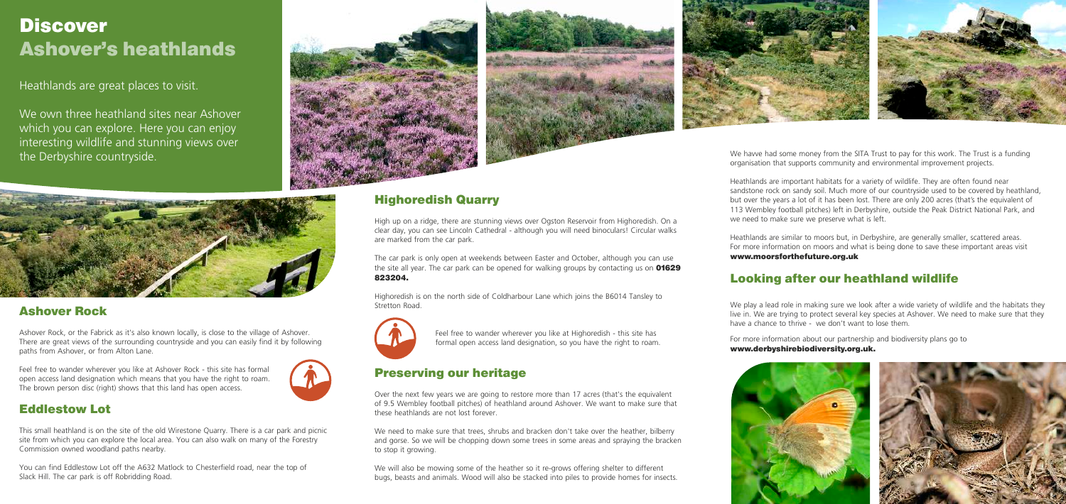# Discover Ashover's heathlands

Heathlands are great places to visit.

We own three heathland sites near Ashover which you can explore. Here you can enjoy interesting wildlife and stunning views over the Derbyshire countryside.

## Ashover Rock

Ashover Rock, or the Fabrick as it's also known locally, is close to the village of Ashover. There are great views of the surrounding countryside and you can easily find it by following paths from Ashover, or from Alton Lane.

Feel free to wander wherever you like at Ashover Rock - this site has formal open access land designation which means that you have the right to roam. The brown person disc (right) shows that this land has open access.

## Eddlestow Lot

This small heathland is on the site of the old Wirestone Quarry. There is a car park and picnic site from which you can explore the local area. You can also walk on many of the Forestry Commission owned woodland paths nearby.

You can find Eddlestow Lot off the A632 Matlock to Chesterfield road, near the top of Slack Hill. The car park is off Robridding Road.

## Highoredish Quarry

High up on a ridge, there are stunning views over Ogston Reservoir from Highoredish. On a clear day, you can see Lincoln Cathedral - although you will need binoculars! Circular walks are marked from the car park.

The car park is only open at weekends between Easter and October, although you can use the site all year. The car park can be opened for walking groups by contacting us on **01629 823204.**

Highoredish is on the north side of Coldharbour Lane which joins the B6014 Tansley to Stretton Road.

Feel free to wander wherever you like at Highoredish - this site has formal open access land designation, so you have the right to roam.

## Preserving our heritage

Over the next few years we are going to restore more than 17 acres (that's the equivalent of 9.5 Wembley football pitches) of heathland around Ashover. We want to make sure that these heathlands are not lost forever.

We need to make sure that trees, shrubs and bracken don't take over the heather, bilberry and gorse. So we will be chopping down some trees in some areas and spraying the bracken to stop it growing.

We will also be mowing some of the heather so it re-grows offering shelter to different bugs, beasts and animals. Wood will also be stacked into piles to provide homes for insects.

We havve had some money from the SITA Trust to pay for this work. The Trust is a funding organisation that supports community and environmental improvement projects.

Heathlands are important habitats for a variety of wildlife. They are often found near sandstone rock on sandy soil. Much more of our countryside used to be covered by heathland, but over the years a lot of it has been lost. There are only 200 acres (that's the equivalent of 113 Wembley football pitches) left in Derbyshire, outside the Peak District National Park, and we need to make sure we preserve what is left.

Heathlands are similar to moors but, in Derbyshire, are generally smaller, scattered areas. For more information on moors and what is being done to save these important areas visit **www.moorsforthefuture.org.uk**

## Looking after our heathland wildlife

We play a lead role in making sure we look after a wide variety of wildlife and the habitats they live in. We are trying to protect several key species at Ashover. We need to make sure that they have a chance to thrive - we don't want to lose them.

For more information about our partnership and biodiversity plans go to **www.derbyshirebiodiversity.org.uk.**